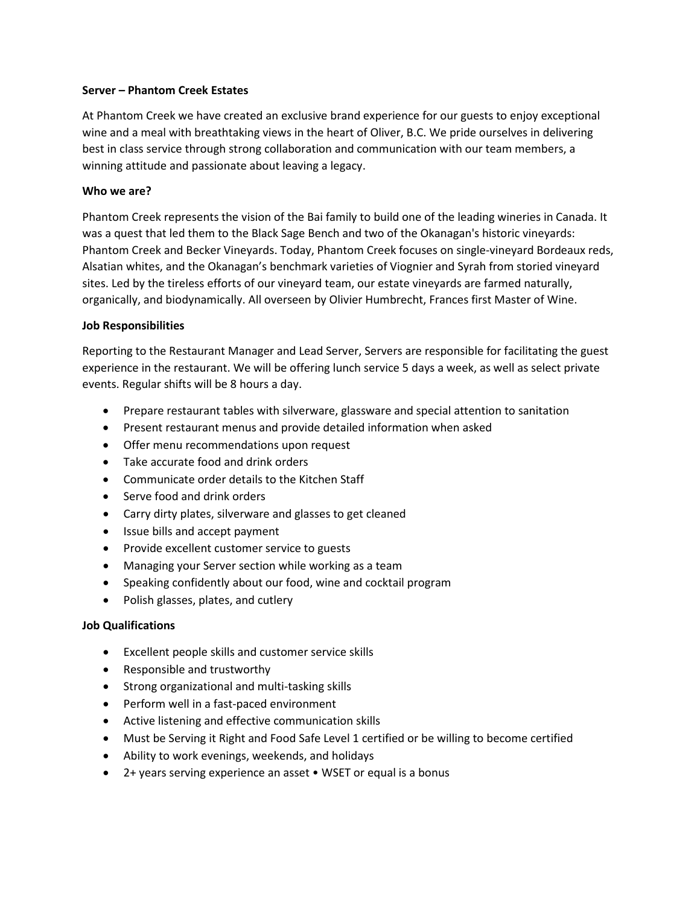**Server – Phantom Creek Estates**

At Phantom Creek we have created an exclusive brand experience for our guests to enjoy exceptional wine and a meal with breathtaking views in the heart of Oliver, B.C. We pride ourselves in delivering best in class service through strong collaboration and communication with our team members, a winning attitude and passionate about leaving a legacy.

**Who we are?**

Phantom Creek represents the vision of the Bai family to build one of the leading wineries in Canada. It was a quest that led them to the Black Sage Bench and two of the Okanagan's historic vineyards: Phantom Creek and Becker Vineyards. Today, Phantom Creek focuses on single-vineyard Bordeaux reds, Alsatian whites, and the Okanagan's benchmark varieties of Viognier and Syrah from storied vineyard sites. Led by the tireless efforts of our vineyard team, our estate vineyards are farmed naturally, organically, and biodynamically. All overseen by Olivier Humbrecht, Frances first Master of Wine.

**Job Responsibilities**

Reporting to the Restaurant Manager and Lead Server, Servers are responsible for facilitating the guest experience in the restaurant. We will be offering lunch service 5 days a week, as well as select private events. Regular shifts will be 8 hours a day.

- Prepare restaurant tables with silverware, glassware and special attention to sanitation
- Present restaurant menus and provide detailed information when asked
- Offer menu recommendations upon request
- Take accurate food and drink orders
- Communicate order details to the Kitchen Staff
- Serve food and drink orders
- Carry dirty plates, silverware and glasses to get cleaned
- Issue bills and accept payment
- Provide excellent customer service to guests
- Managing your Server section while working as a team
- Speaking confidently about our food, wine and cocktail program
- Polish glasses, plates, and cutlery

**Job Qualifications**

- Excellent people skills and customer service skills
- Responsible and trustworthy
- Strong organizational and multi-tasking skills
- Perform well in a fast-paced environment
- Active listening and effective communication skills
- Must be Serving it Right and Food Safe Level 1 certified or be willing to become certified
- Ability to work evenings, weekends, and holidays
- 2+ years serving experience an asset • WSET or equal is a bonus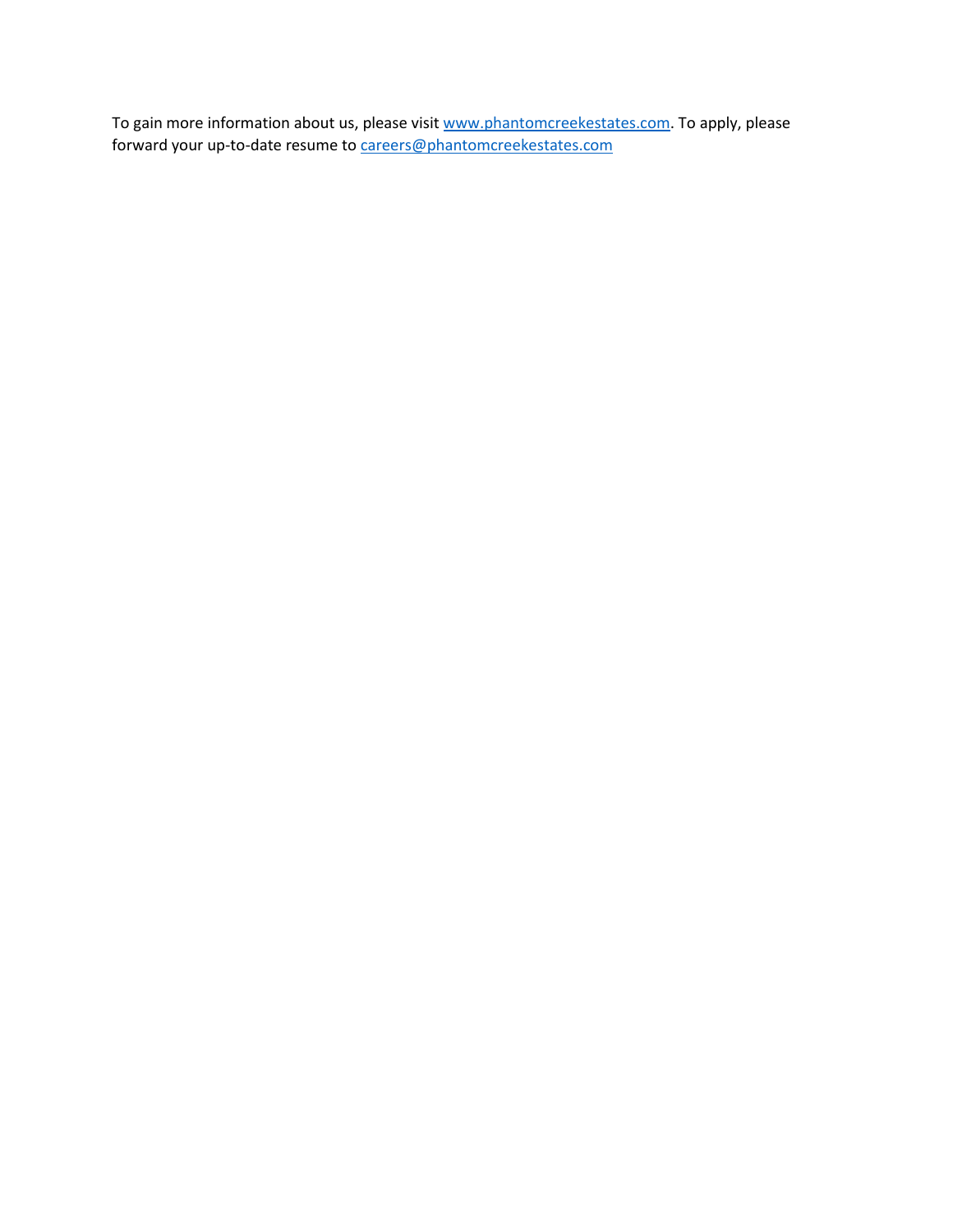To gain more information about us, please visit [www.phantomcreekestates.com](http://www.phantomcreekestates.com). To apply, please forward your up-to-date resume to [careers@phantomcreekestates.com](mailto:careers@phantomcreekestates.com)